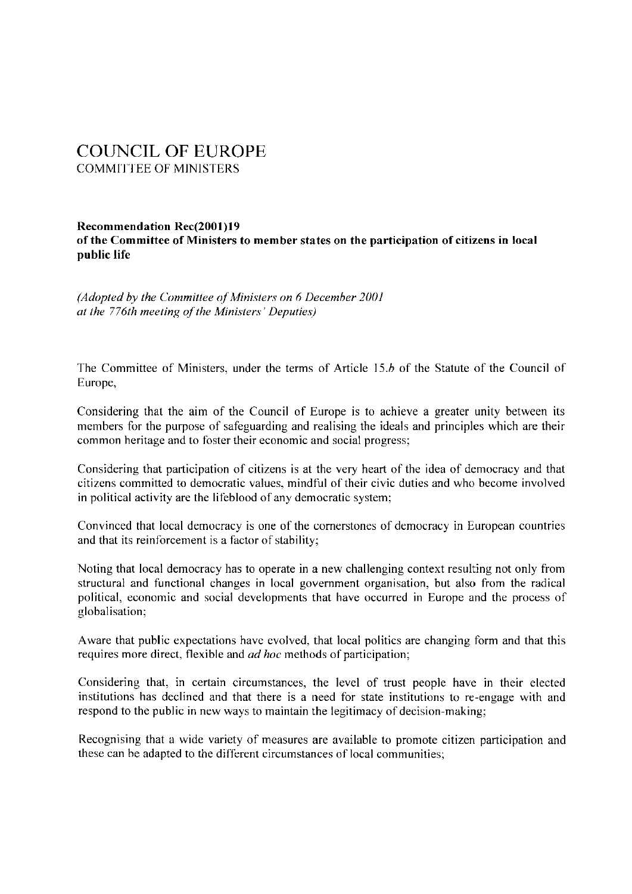# COUNCIL OF EUROPE
## COMMITTEE OF MINISTERS

**Recommendation Rec(2001)19**
**of the Committee of Ministers to member states on the participation of citizens in local public life**

*(Adopted by the Committee of Ministers on 6 December 2001 at the 776th meeting of the Ministers' Deputies)*

The Committee of Ministers, under the terms of Article 15.*b* of the Statute of the Council of Europe,

Considering that the aim of the Council of Europe is to achieve a greater unity between its members for the purpose of safeguarding and realising the ideals and principles which are their common heritage and to foster their economic and social progress;

Considering that participation of citizens is at the very heart of the idea of democracy and that citizens committed to democratic values, mindful of their civic duties and who become involved in political activity are the lifeblood of any democratic system;

Convinced that local democracy is one of the cornerstones of democracy in European countries and that its reinforcement is a factor of stability;

Noting that local democracy has to operate in a new challenging context resulting not only from structural and functional changes in local government organisation, but also from the radical political, economic and social developments that have occurred in Europe and the process of globalisation;

Aware that public expectations have evolved, that local politics are changing form and that this requires more direct, flexible and *ad hoc* methods of participation;

Considering that, in certain circumstances, the level of trust people have in their elected institutions has declined and that there is a need for state institutions to re-engage with and respond to the public in new ways to maintain the legitimacy of decision-making;

Recognising that a wide variety of measures are available to promote citizen participation and these can be adapted to the different circumstances of local communities;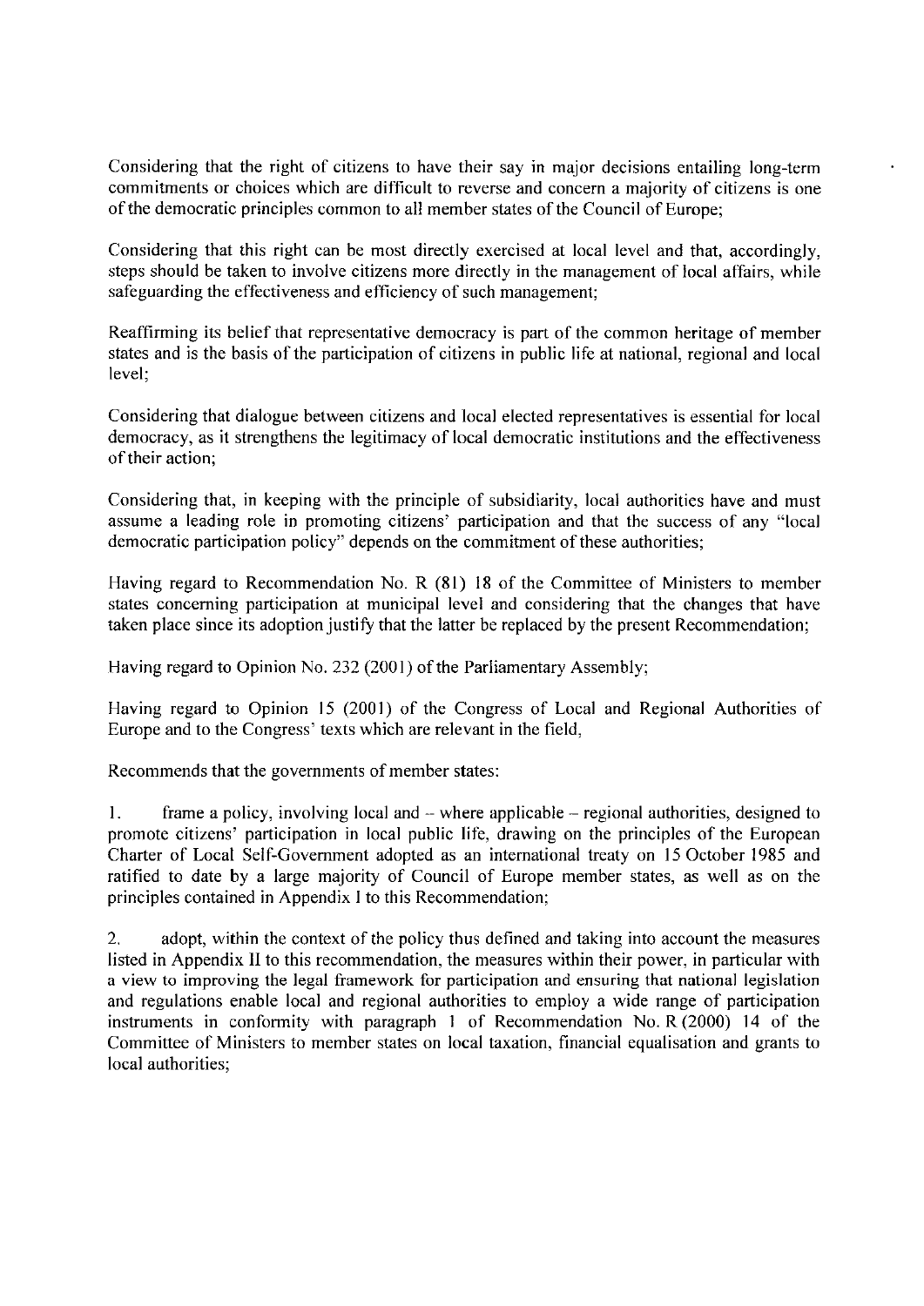Considering that the right of citizens to have their say in major decisions entailing long-term commitments or choices which are difficult to reverse and concern a majority of citizens is one of the democratic principles common to all member states of the Council of Europe;

Considering that this right can be most directly exercised at local level and that, accordingly, steps should be taken to involve citizens more directly in the management of local affairs, while safeguarding the effectiveness and efficiency of such management;

Reaffirming its belief that representative democracy is part of the common heritage of member states and is the basis of the participation of citizens in public life at national, regional and local level;

Considering that dialogue between citizens and local elected representatives is essential for local democracy, as it strengthens the legitimacy of local democratic institutions and the effectiveness of their action;

Considering that, in keeping with the principle of subsidiarity, local authorities have and must assume a leading role in promoting citizens' participation and that the success of any "local democratic participation policy" depends on the commitment of these authorities;

Having regard to Recommendation No. R (81) 18 of the Committee of Ministers to member states concerning participation at municipal level and considering that the changes that have taken place since its adoption justify that the latter be replaced by the present Recommendation;

Having regard to Opinion No. 232 (2001) of the Parliamentary Assembly;

Having regard to Opinion 15 (2001) of the Congress of Local and Regional Authorities of Europe and to the Congress' texts which are relevant in the field,

Recommends that the governments of member states:

1. frame a policy, involving local and – where applicable – regional authorities, designed to promote citizens' participation in local public life, drawing on the principles of the European Charter of Local Self-Government adopted as an international treaty on 15 October 1985 and ratified to date by a large majority of Council of Europe member states, as well as on the principles contained in Appendix I to this Recommendation;

2. adopt, within the context of the policy thus defined and taking into account the measures listed in Appendix II to this recommendation, the measures within their power, in particular with a view to improving the legal framework for participation and ensuring that national legislation and regulations enable local and regional authorities to employ a wide range of participation instruments in conformity with paragraph 1 of Recommendation No. R (2000) 14 of the Committee of Ministers to member states on local taxation, financial equalisation and grants to local authorities;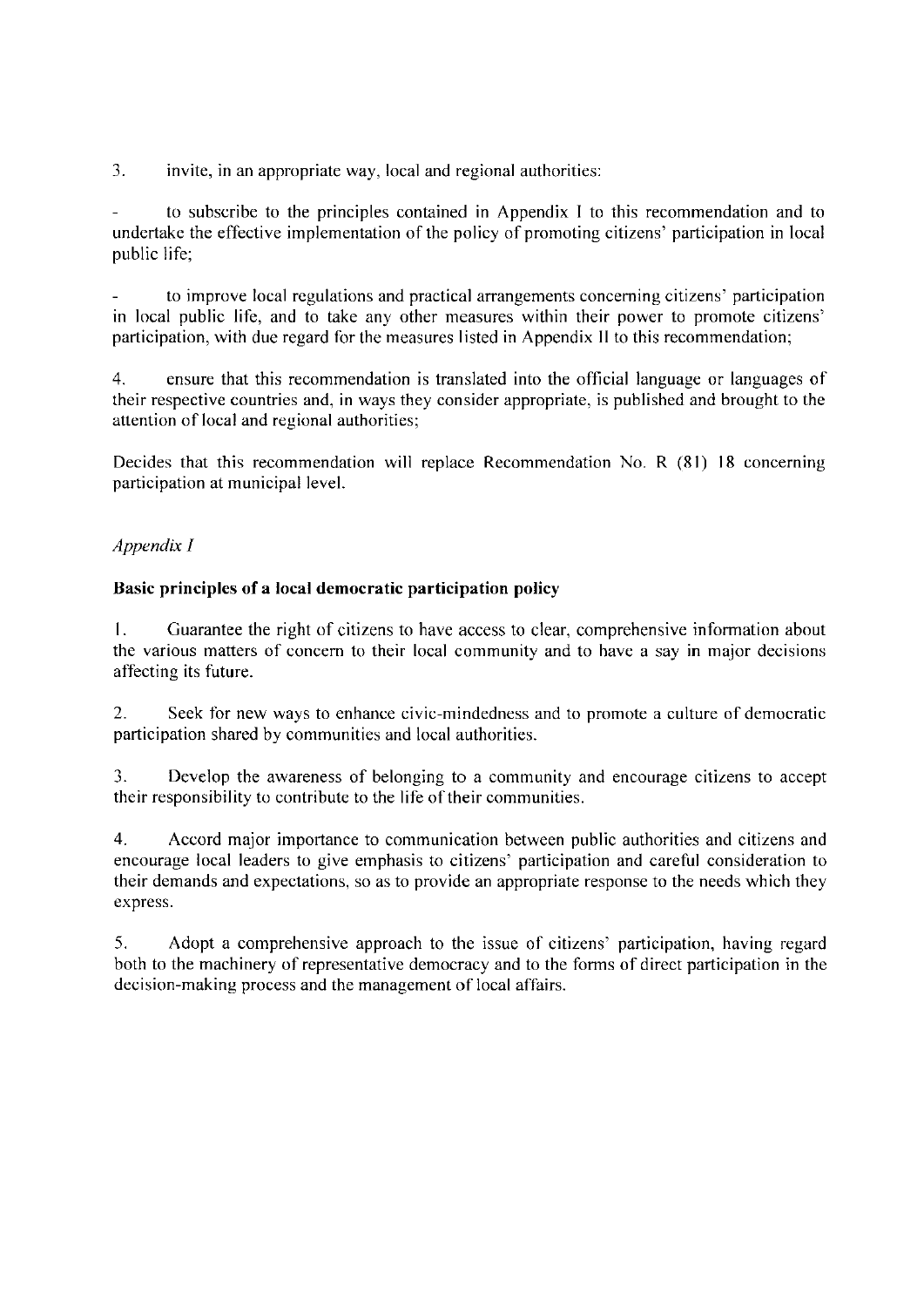3. invite, in an appropriate way, local and regional authorities:

- to subscribe to the principles contained in Appendix I to this recommendation and to undertake the effective implementation of the policy of promoting citizens' participation in local public life;

- to improve local regulations and practical arrangements concerning citizens' participation in local public life, and to take any other measures within their power to promote citizens' participation, with due regard for the measures listed in Appendix II to this recommendation;

4. ensure that this recommendation is translated into the official language or languages of their respective countries and, in ways they consider appropriate, is published and brought to the attention of local and regional authorities;

Decides that this recommendation will replace Recommendation No. R (81) 18 concerning participation at municipal level.

*Appendix I*

**Basic principles of a local democratic participation policy**

1. Guarantee the right of citizens to have access to clear, comprehensive information about the various matters of concern to their local community and to have a say in major decisions affecting its future.

2. Seek for new ways to enhance civic-mindedness and to promote a culture of democratic participation shared by communities and local authorities.

3. Develop the awareness of belonging to a community and encourage citizens to accept their responsibility to contribute to the life of their communities.

4. Accord major importance to communication between public authorities and citizens and encourage local leaders to give emphasis to citizens' participation and careful consideration to their demands and expectations, so as to provide an appropriate response to the needs which they express.

5. Adopt a comprehensive approach to the issue of citizens' participation, having regard both to the machinery of representative democracy and to the forms of direct participation in the decision-making process and the management of local affairs.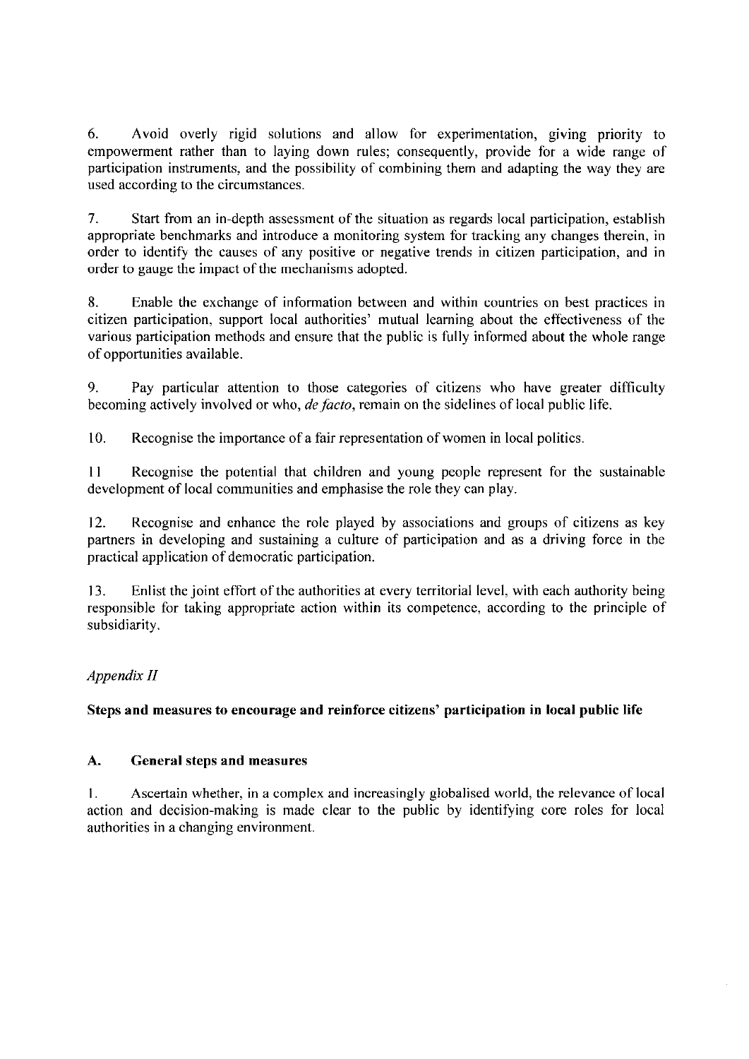6. Avoid overly rigid solutions and allow for experimentation, giving priority to empowerment rather than to laying down rules; consequently, provide for a wide range of participation instruments, and the possibility of combining them and adapting the way they are used according to the circumstances.

7. Start from an in-depth assessment of the situation as regards local participation, establish appropriate benchmarks and introduce a monitoring system for tracking any changes therein, in order to identify the causes of any positive or negative trends in citizen participation, and in order to gauge the impact of the mechanisms adopted.

8. Enable the exchange of information between and within countries on best practices in citizen participation, support local authorities' mutual learning about the effectiveness of the various participation methods and ensure that the public is fully informed about the whole range of opportunities available.

9. Pay particular attention to those categories of citizens who have greater difficulty becoming actively involved or who, *de facto*, remain on the sidelines of local public life.

10. Recognise the importance of a fair representation of women in local politics.

11 Recognise the potential that children and young people represent for the sustainable development of local communities and emphasise the role they can play.

12. Recognise and enhance the role played by associations and groups of citizens as key partners in developing and sustaining a culture of participation and as a driving force in the practical application of democratic participation.

13. Enlist the joint effort of the authorities at every territorial level, with each authority being responsible for taking appropriate action within its competence, according to the principle of subsidiarity.

*Appendix II*

**Steps and measures to encourage and reinforce citizens' participation in local public life**

**A. General steps and measures**

1. Ascertain whether, in a complex and increasingly globalised world, the relevance of local action and decision-making is made clear to the public by identifying core roles for local authorities in a changing environment.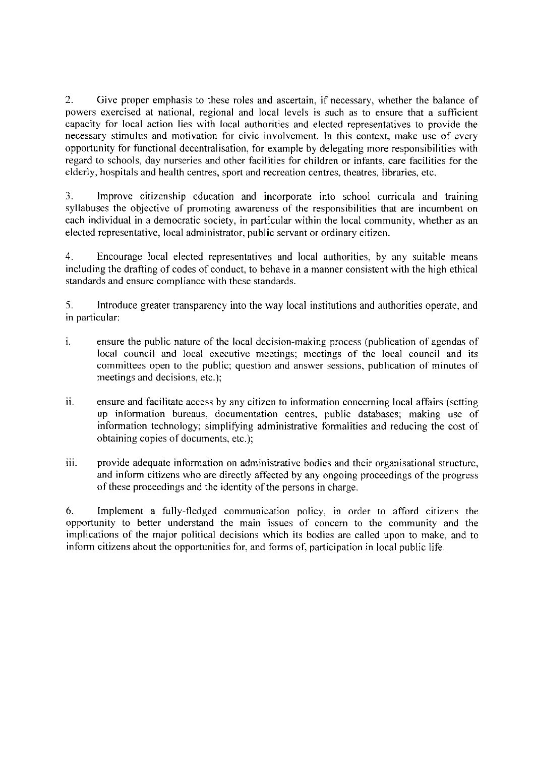2. Give proper emphasis to these roles and ascertain, if necessary, whether the balance of powers exercised at national, regional and local levels is such as to ensure that a sufficient capacity for local action lies with local authorities and elected representatives to provide the necessary stimulus and motivation for civic involvement. In this context, make use of every opportunity for functional decentralisation, for example by delegating more responsibilities with regard to schools, day nurseries and other facilities for children or infants, care facilities for the elderly, hospitals and health centres, sport and recreation centres, theatres, libraries, etc.

3. Improve citizenship education and incorporate into school curricula and training syllabuses the objective of promoting awareness of the responsibilities that are incumbent on each individual in a democratic society, in particular within the local community, whether as an elected representative, local administrator, public servant or ordinary citizen.

4. Encourage local elected representatives and local authorities, by any suitable means including the drafting of codes of conduct, to behave in a manner consistent with the high ethical standards and ensure compliance with these standards.

5. Introduce greater transparency into the way local institutions and authorities operate, and in particular:

i. ensure the public nature of the local decision-making process (publication of agendas of local council and local executive meetings; meetings of the local council and its committees open to the public; question and answer sessions, publication of minutes of meetings and decisions, etc.);

ii. ensure and facilitate access by any citizen to information concerning local affairs (setting up information bureaus, documentation centres, public databases; making use of information technology; simplifying administrative formalities and reducing the cost of obtaining copies of documents, etc.);

iii. provide adequate information on administrative bodies and their organisational structure, and inform citizens who are directly affected by any ongoing proceedings of the progress of these proceedings and the identity of the persons in charge.

6. Implement a fully-fledged communication policy, in order to afford citizens the opportunity to better understand the main issues of concern to the community and the implications of the major political decisions which its bodies are called upon to make, and to inform citizens about the opportunities for, and forms of, participation in local public life.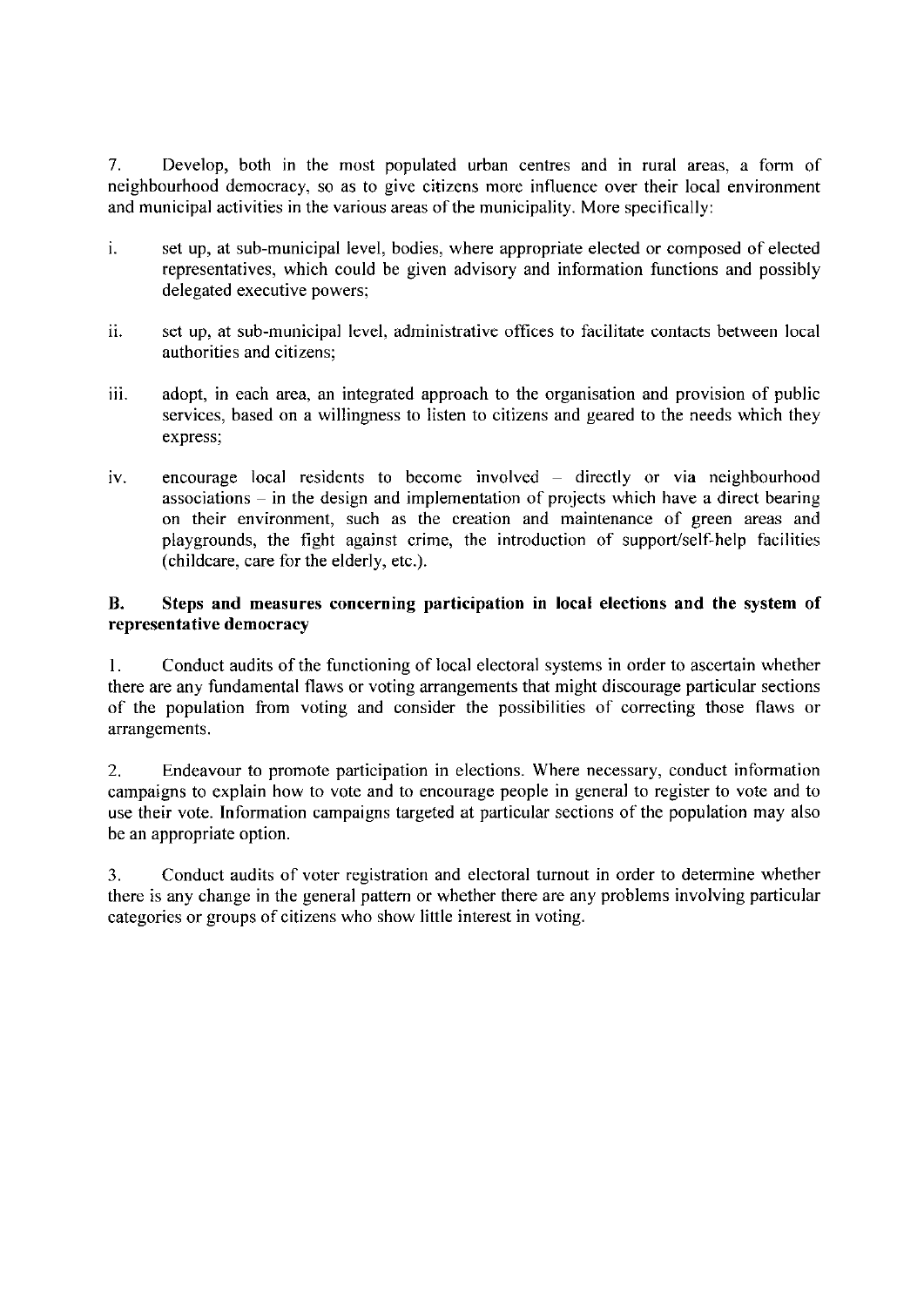7. Develop, both in the most populated urban centres and in rural areas, a form of neighbourhood democracy, so as to give citizens more influence over their local environment and municipal activities in the various areas of the municipality. More specifically:

i. set up, at sub-municipal level, bodies, where appropriate elected or composed of elected representatives, which could be given advisory and information functions and possibly delegated executive powers;

ii. set up, at sub-municipal level, administrative offices to facilitate contacts between local authorities and citizens;

iii. adopt, in each area, an integrated approach to the organisation and provision of public services, based on a willingness to listen to citizens and geared to the needs which they express;

iv. encourage local residents to become involved – directly or via neighbourhood associations – in the design and implementation of projects which have a direct bearing on their environment, such as the creation and maintenance of green areas and playgrounds, the fight against crime, the introduction of support/self-help facilities (childcare, care for the elderly, etc.).

### B. Steps and measures concerning participation in local elections and the system of representative democracy

1. Conduct audits of the functioning of local electoral systems in order to ascertain whether there are any fundamental flaws or voting arrangements that might discourage particular sections of the population from voting and consider the possibilities of correcting those flaws or arrangements.

2. Endeavour to promote participation in elections. Where necessary, conduct information campaigns to explain how to vote and to encourage people in general to register to vote and to use their vote. Information campaigns targeted at particular sections of the population may also be an appropriate option.

3. Conduct audits of voter registration and electoral turnout in order to determine whether there is any change in the general pattern or whether there are any problems involving particular categories or groups of citizens who show little interest in voting.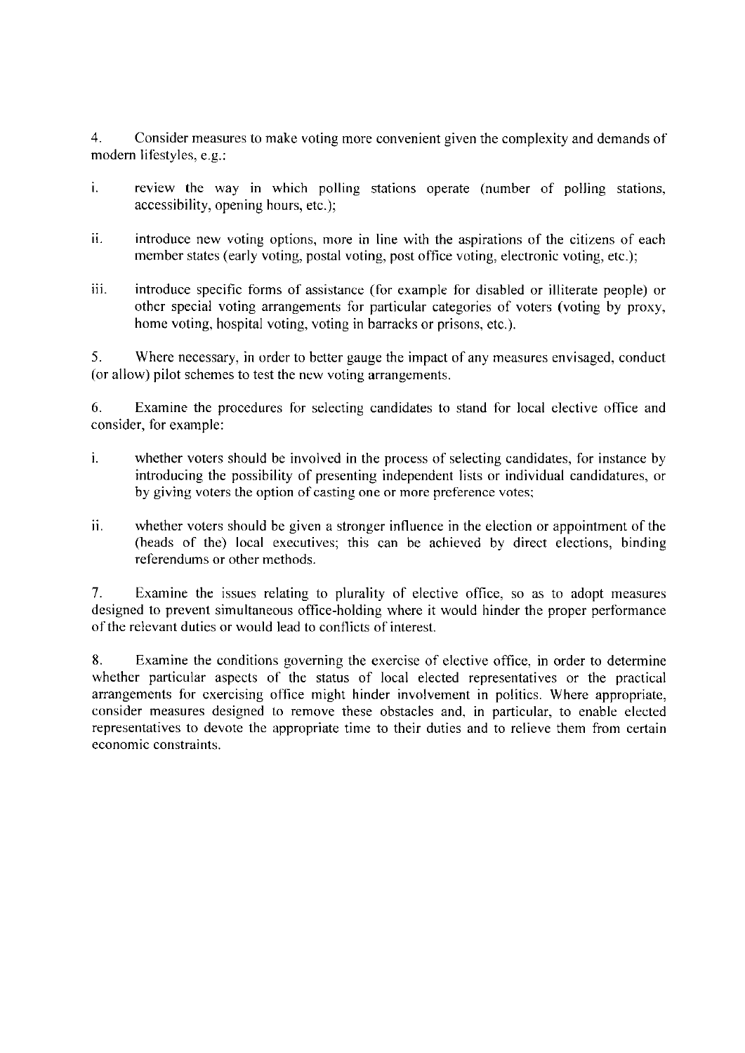4. Consider measures to make voting more convenient given the complexity and demands of modern lifestyles, e.g.:

i. review the way in which polling stations operate (number of polling stations, accessibility, opening hours, etc.);

ii. introduce new voting options, more in line with the aspirations of the citizens of each member states (early voting, postal voting, post office voting, electronic voting, etc.);

iii. introduce specific forms of assistance (for example for disabled or illiterate people) or other special voting arrangements for particular categories of voters (voting by proxy, home voting, hospital voting, voting in barracks or prisons, etc.).

5. Where necessary, in order to better gauge the impact of any measures envisaged, conduct (or allow) pilot schemes to test the new voting arrangements.

6. Examine the procedures for selecting candidates to stand for local elective office and consider, for example:

i. whether voters should be involved in the process of selecting candidates, for instance by introducing the possibility of presenting independent lists or individual candidatures, or by giving voters the option of casting one or more preference votes;

ii. whether voters should be given a stronger influence in the election or appointment of the (heads of the) local executives; this can be achieved by direct elections, binding referendums or other methods.

7. Examine the issues relating to plurality of elective office, so as to adopt measures designed to prevent simultaneous office-holding where it would hinder the proper performance of the relevant duties or would lead to conflicts of interest.

8. Examine the conditions governing the exercise of elective office, in order to determine whether particular aspects of the status of local elected representatives or the practical arrangements for exercising office might hinder involvement in politics. Where appropriate, consider measures designed to remove these obstacles and, in particular, to enable elected representatives to devote the appropriate time to their duties and to relieve them from certain economic constraints.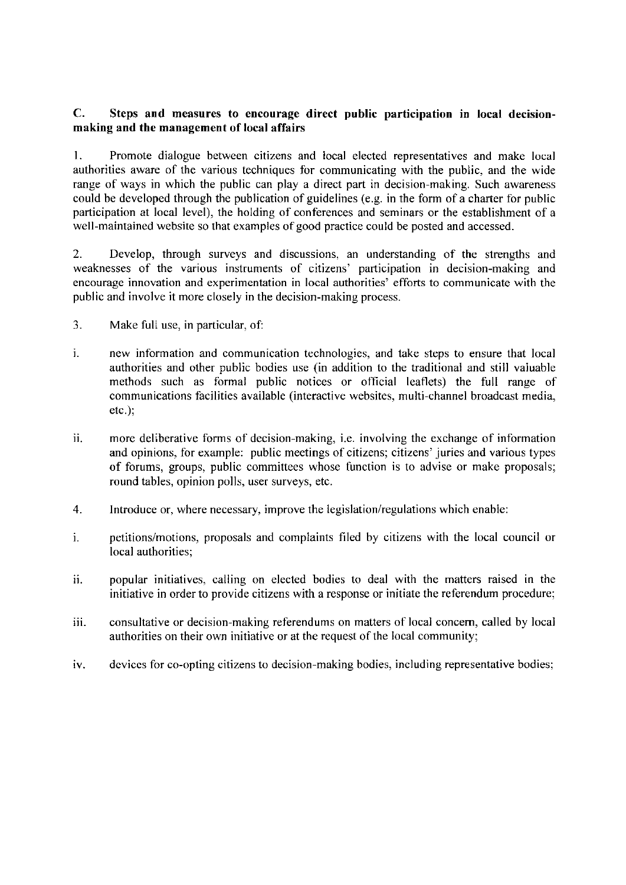### C. Steps and measures to encourage direct public participation in local decision-making and the management of local affairs

1. Promote dialogue between citizens and local elected representatives and make local authorities aware of the various techniques for communicating with the public, and the wide range of ways in which the public can play a direct part in decision-making. Such awareness could be developed through the publication of guidelines (e.g. in the form of a charter for public participation at local level), the holding of conferences and seminars or the establishment of a well-maintained website so that examples of good practice could be posted and accessed.

2. Develop, through surveys and discussions, an understanding of the strengths and weaknesses of the various instruments of citizens' participation in decision-making and encourage innovation and experimentation in local authorities' efforts to communicate with the public and involve it more closely in the decision-making process.

3. Make full use, in particular, of:

i. new information and communication technologies, and take steps to ensure that local authorities and other public bodies use (in addition to the traditional and still valuable methods such as formal public notices or official leaflets) the full range of communications facilities available (interactive websites, multi-channel broadcast media, etc.);

ii. more deliberative forms of decision-making, i.e. involving the exchange of information and opinions, for example: public meetings of citizens; citizens' juries and various types of forums, groups, public committees whose function is to advise or make proposals; round tables, opinion polls, user surveys, etc.

4. Introduce or, where necessary, improve the legislation/regulations which enable:

i. petitions/motions, proposals and complaints filed by citizens with the local council or local authorities;

ii. popular initiatives, calling on elected bodies to deal with the matters raised in the initiative in order to provide citizens with a response or initiate the referendum procedure;

iii. consultative or decision-making referendums on matters of local concern, called by local authorities on their own initiative or at the request of the local community;

iv. devices for co-opting citizens to decision-making bodies, including representative bodies;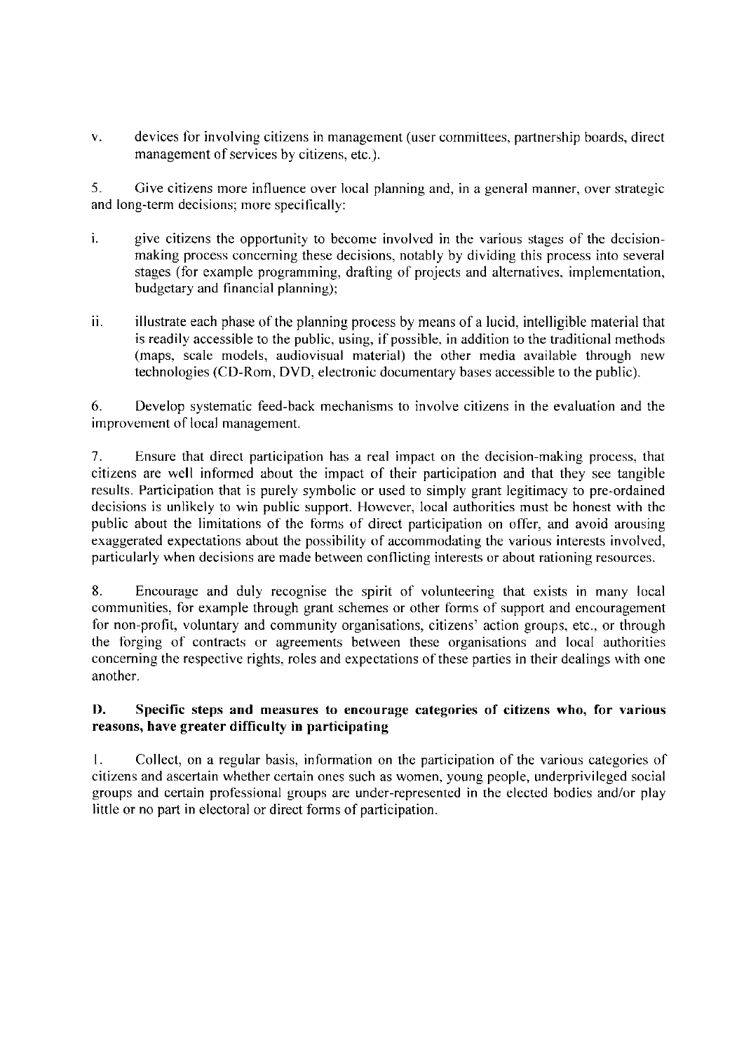v. devices for involving citizens in management (user committees, partnership boards, direct management of services by citizens, etc.).

5. Give citizens more influence over local planning and, in a general manner, over strategic and long-term decisions; more specifically:

i. give citizens the opportunity to become involved in the various stages of the decision-making process concerning these decisions, notably by dividing this process into several stages (for example programming, drafting of projects and alternatives, implementation, budgetary and financial planning);

ii. illustrate each phase of the planning process by means of a lucid, intelligible material that is readily accessible to the public, using, if possible, in addition to the traditional methods (maps, scale models, audiovisual material) the other media available through new technologies (CD-Rom, DVD, electronic documentary bases accessible to the public).

6. Develop systematic feed-back mechanisms to involve citizens in the evaluation and the improvement of local management.

7. Ensure that direct participation has a real impact on the decision-making process, that citizens are well informed about the impact of their participation and that they see tangible results. Participation that is purely symbolic or used to simply grant legitimacy to pre-ordained decisions is unlikely to win public support. However, local authorities must be honest with the public about the limitations of the forms of direct participation on offer, and avoid arousing exaggerated expectations about the possibility of accommodating the various interests involved, particularly when decisions are made between conflicting interests or about rationing resources.

8. Encourage and duly recognise the spirit of volunteering that exists in many local communities, for example through grant schemes or other forms of support and encouragement for non-profit, voluntary and community organisations, citizens' action groups, etc., or through the forging of contracts or agreements between these organisations and local authorities concerning the respective rights, roles and expectations of these parties in their dealings with one another.

### D. Specific steps and measures to encourage categories of citizens who, for various reasons, have greater difficulty in participating

1. Collect, on a regular basis, information on the participation of the various categories of citizens and ascertain whether certain ones such as women, young people, underprivileged social groups and certain professional groups are under-represented in the elected bodies and/or play little or no part in electoral or direct forms of participation.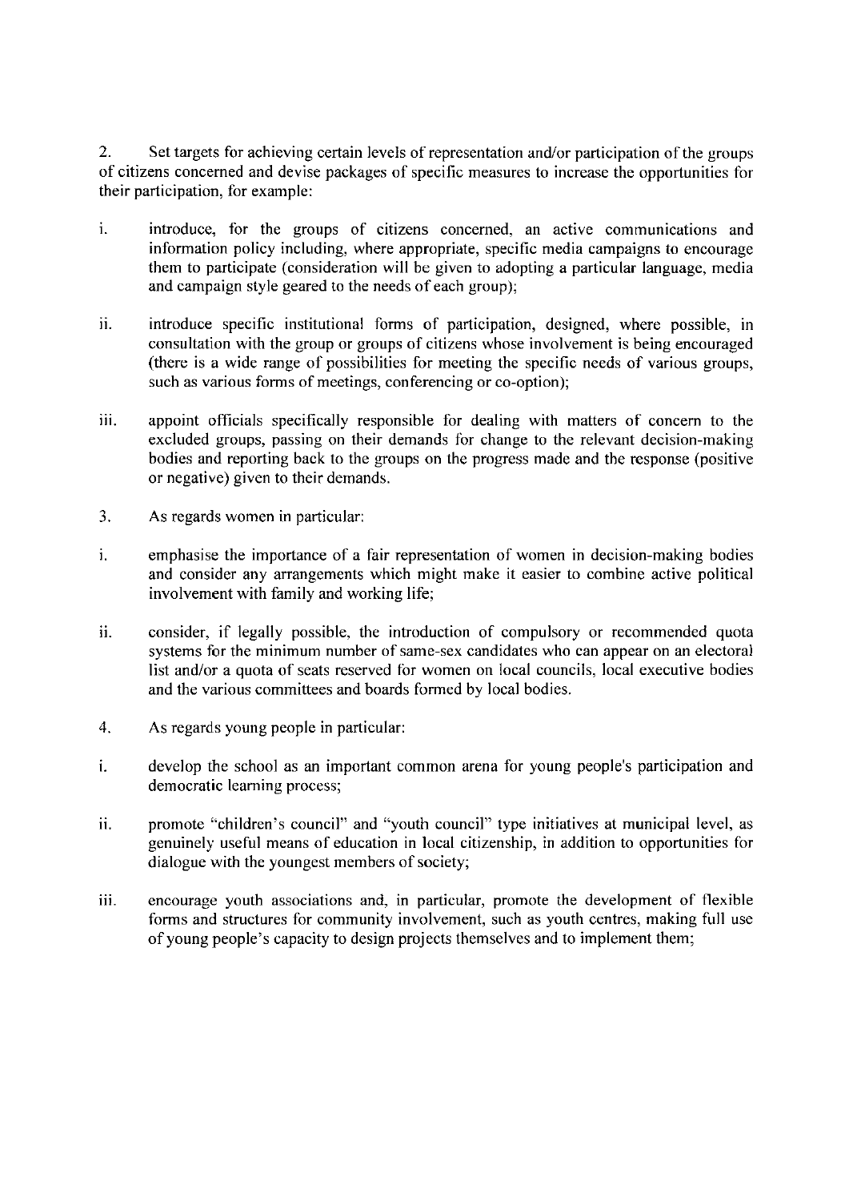2. Set targets for achieving certain levels of representation and/or participation of the groups of citizens concerned and devise packages of specific measures to increase the opportunities for their participation, for example:

i. introduce, for the groups of citizens concerned, an active communications and information policy including, where appropriate, specific media campaigns to encourage them to participate (consideration will be given to adopting a particular language, media and campaign style geared to the needs of each group);

ii. introduce specific institutional forms of participation, designed, where possible, in consultation with the group or groups of citizens whose involvement is being encouraged (there is a wide range of possibilities for meeting the specific needs of various groups, such as various forms of meetings, conferencing or co-option);

iii. appoint officials specifically responsible for dealing with matters of concern to the excluded groups, passing on their demands for change to the relevant decision-making bodies and reporting back to the groups on the progress made and the response (positive or negative) given to their demands.

3. As regards women in particular:

i. emphasise the importance of a fair representation of women in decision-making bodies and consider any arrangements which might make it easier to combine active political involvement with family and working life;

ii. consider, if legally possible, the introduction of compulsory or recommended quota systems for the minimum number of same-sex candidates who can appear on an electoral list and/or a quota of seats reserved for women on local councils, local executive bodies and the various committees and boards formed by local bodies.

4. As regards young people in particular:

i. develop the school as an important common arena for young people's participation and democratic learning process;

ii. promote "children's council" and "youth council" type initiatives at municipal level, as genuinely useful means of education in local citizenship, in addition to opportunities for dialogue with the youngest members of society;

iii. encourage youth associations and, in particular, promote the development of flexible forms and structures for community involvement, such as youth centres, making full use of young people's capacity to design projects themselves and to implement them;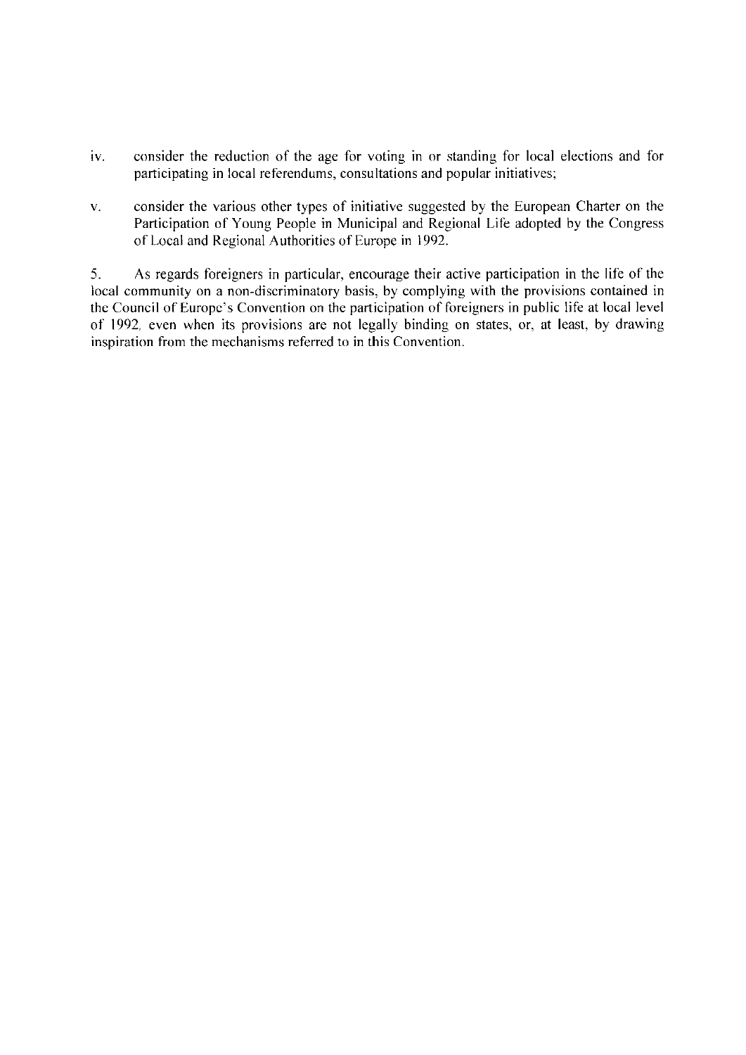iv. consider the reduction of the age for voting in or standing for local elections and for participating in local referendums, consultations and popular initiatives;

v. consider the various other types of initiative suggested by the European Charter on the Participation of Young People in Municipal and Regional Life adopted by the Congress of Local and Regional Authorities of Europe in 1992.

5. As regards foreigners in particular, encourage their active participation in the life of the local community on a non-discriminatory basis, by complying with the provisions contained in the Council of Europe's Convention on the participation of foreigners in public life at local level of 1992, even when its provisions are not legally binding on states, or, at least, by drawing inspiration from the mechanisms referred to in this Convention.